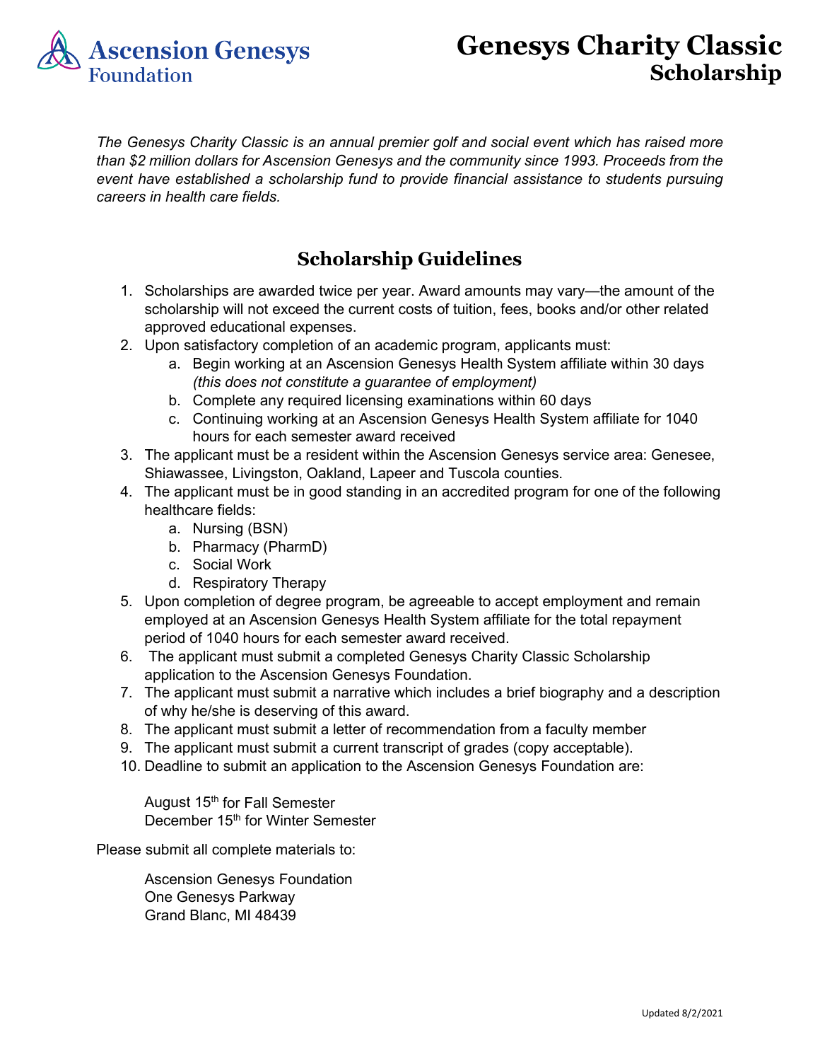Ascension Genesys Foundation

# Genesys Charity Classic Scholarship

*The Genesys Charity Classic is an annual premier golf and social event which has raised more than $2 million dollars for Ascension Genesys and the community since 1993. Proceeds from the event have established a scholarship fund to provide financial assistance to students pursuing careers in health care fields.*

## Scholarship Guidelines

1. Scholarships are awarded twice per year. Award amounts may vary—the amount of the scholarship will not exceed the current costs of tuition, fees, books and/or other related approved educational expenses.
2. Upon satisfactory completion of an academic program, applicants must:
   a. Begin working at an Ascension Genesys Health System affiliate within 30 days *(this does not constitute a guarantee of employment)*
   b. Complete any required licensing examinations within 60 days
   c. Continuing working at an Ascension Genesys Health System affiliate for 1040 hours for each semester award received
3. The applicant must be a resident within the Ascension Genesys service area: Genesee, Shiawassee, Livingston, Oakland, Lapeer and Tuscola counties.
4. The applicant must be in good standing in an accredited program for one of the following healthcare fields:
   a. Nursing (BSN)
   b. Pharmacy (PharmD)
   c. Social Work
   d. Respiratory Therapy
5. Upon completion of degree program, be agreeable to accept employment and remain employed at an Ascension Genesys Health System affiliate for the total repayment period of 1040 hours for each semester award received.
6. The applicant must submit a completed Genesys Charity Classic Scholarship application to the Ascension Genesys Foundation.
7. The applicant must submit a narrative which includes a brief biography and a description of why he/she is deserving of this award.
8. The applicant must submit a letter of recommendation from a faculty member
9. The applicant must submit a current transcript of grades (copy acceptable).
10. Deadline to submit an application to the Ascension Genesys Foundation are:

    August 15th for Fall Semester
    December 15th for Winter Semester

Please submit all complete materials to:

Ascension Genesys Foundation
One Genesys Parkway
Grand Blanc, MI 48439

Updated 8/2/2021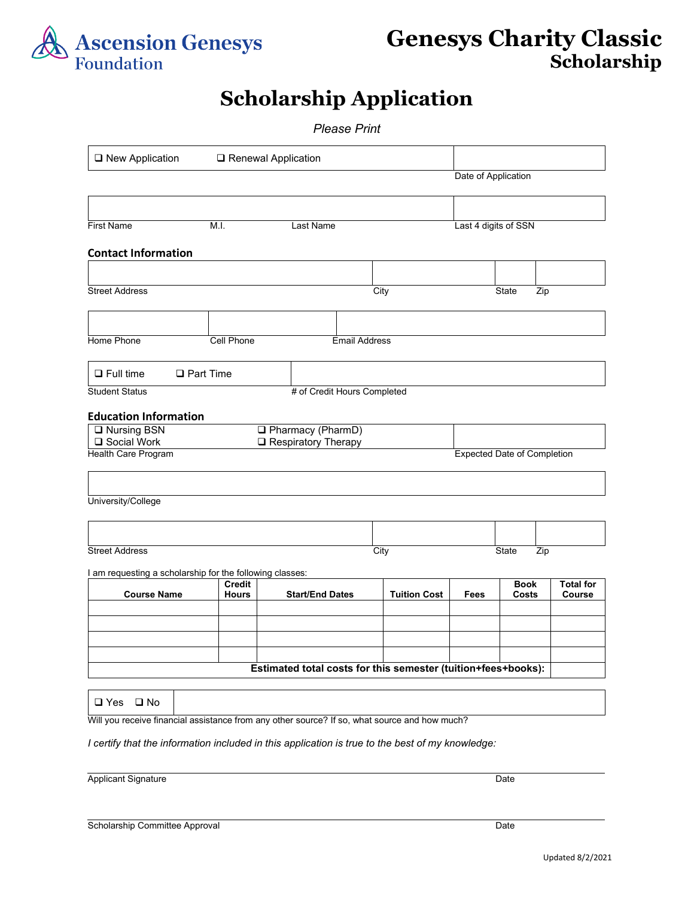Ascension Genesys Foundation

# Genesys Charity Classic Scholarship

# Scholarship Application

*Please Print*

❑ New Application ❑ Renewal Application

Date of Application

First Name M.I. Last Name

Last 4 digits of SSN

## Contact Information

Street Address City State Zip

Home Phone Cell Phone Email Address

❑ Full time ❑ Part Time

Student Status

# of Credit Hours Completed

## Education Information

❑ Nursing BSN ❑ Pharmacy (PharmD)
❑ Social Work ❑ Respiratory Therapy

Health Care Program

Expected Date of Completion

University/College

Street Address City State Zip

I am requesting a scholarship for the following classes:

| Course Name | Credit Hours | Start/End Dates | Tuition Cost | Fees | Book Costs | Total for Course |
|---|---|---|---|---|---|---|
| | | | | | | |
| | | | | | | |
| | | | | | | |
| | | | | | | |
| **Estimated total costs for this semester (tuition+fees+books):** | | | | | | |

❑ Yes ❑ No

Will you receive financial assistance from any other source? If so, what source and how much?

*I certify that the information included in this application is true to the best of my knowledge:*

Applicant Signature Date

Scholarship Committee Approval Date

Updated 8/2/2021